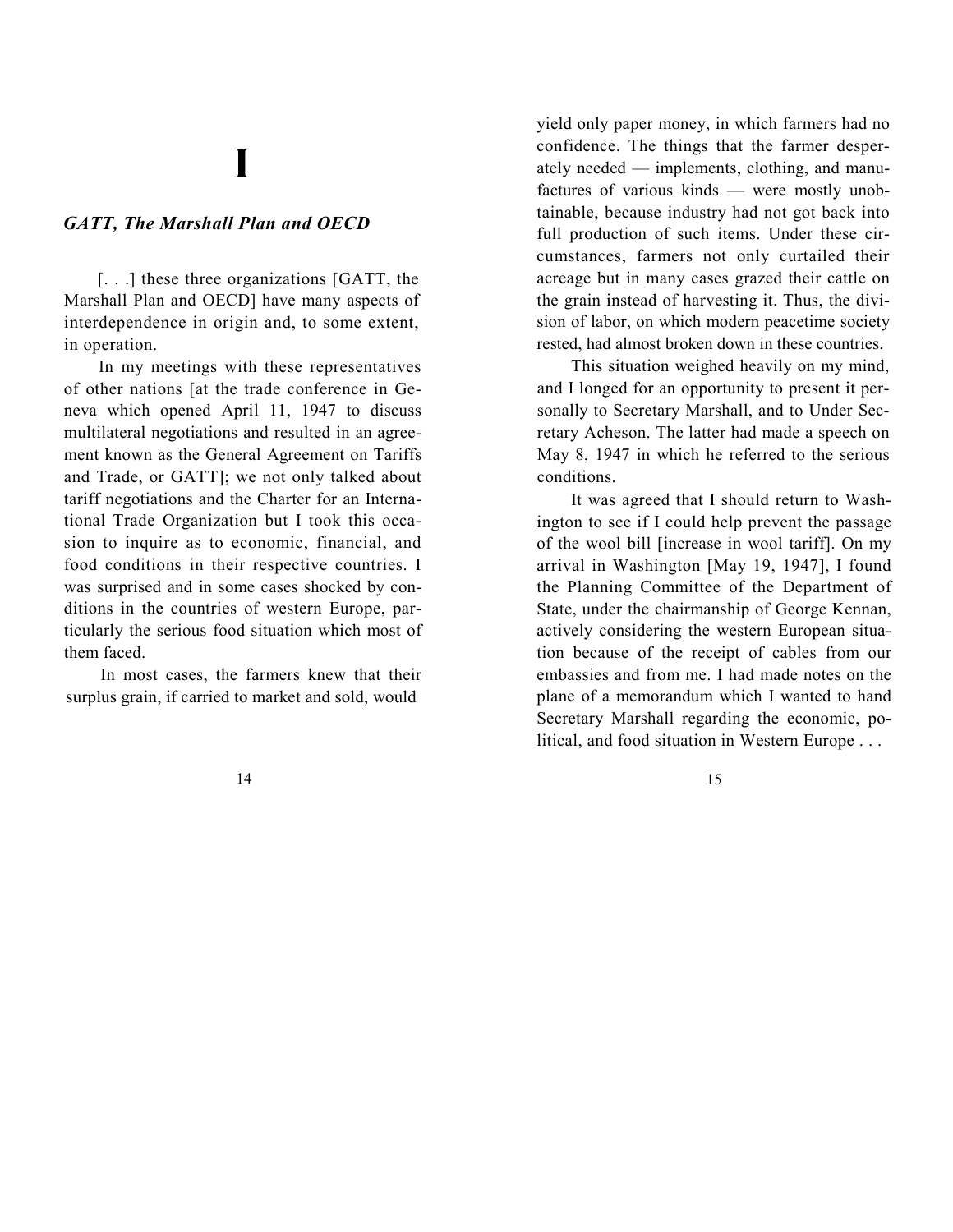# I

## *GATT, The Marshall Plan and OECD*

[. . .] these three organizations [GATT, the Marshall Plan and OECD] have many aspects of interdependence in origin and, to some extent, in operation.

In my meetings with these representatives of other nations [at the trade conference in Geneva which opened April 11, 1947 to discuss multilateral negotiations and resulted in an agreement known as the General Agreement on Tariffs and Trade, or GATT]; we not only talked about tariff negotiations and the Charter for an International Trade Organization but I took this occasion to inquire as to economic, financial, and food conditions in their respective countries. I was surprised and in some cases shocked by conditions in the countries of western Europe, particularly the serious food situation which most of them faced.

In most cases, the farmers knew that their surplus grain, if carried to market and sold, would yield only paper money, in which farmers had no confidence. The things that the farmer desperately needed — implements, clothing, and manufactures of various kinds — were mostly unobtainable, because industry had not got back into full production of such items. Under these circumstances, farmers not only curtailed their acreage but in many cases grazed their cattle on the grain instead of harvesting it. Thus, the division of labor, on which modern peacetime society rested, had almost broken down in these countries.

This situation weighed heavily on my mind, and I longed for an opportunity to present it personally to Secretary Marshall, and to Under Secretary Acheson. The latter had made a speech on May 8, 1947 in which he referred to the serious conditions.

It was agreed that I should return to Washington to see if I could help prevent the passage of the wool bill [increase in wool tariff]. On my arrival in Washington [May 19, 1947], I found the Planning Committee of the Department of State, under the chairmanship of George Kennan, actively considering the western European situation because of the receipt of cables from our embassies and from me. I had made notes on the plane of a memorandum which I wanted to hand Secretary Marshall regarding the economic, political, and food situation in Western Europe . . .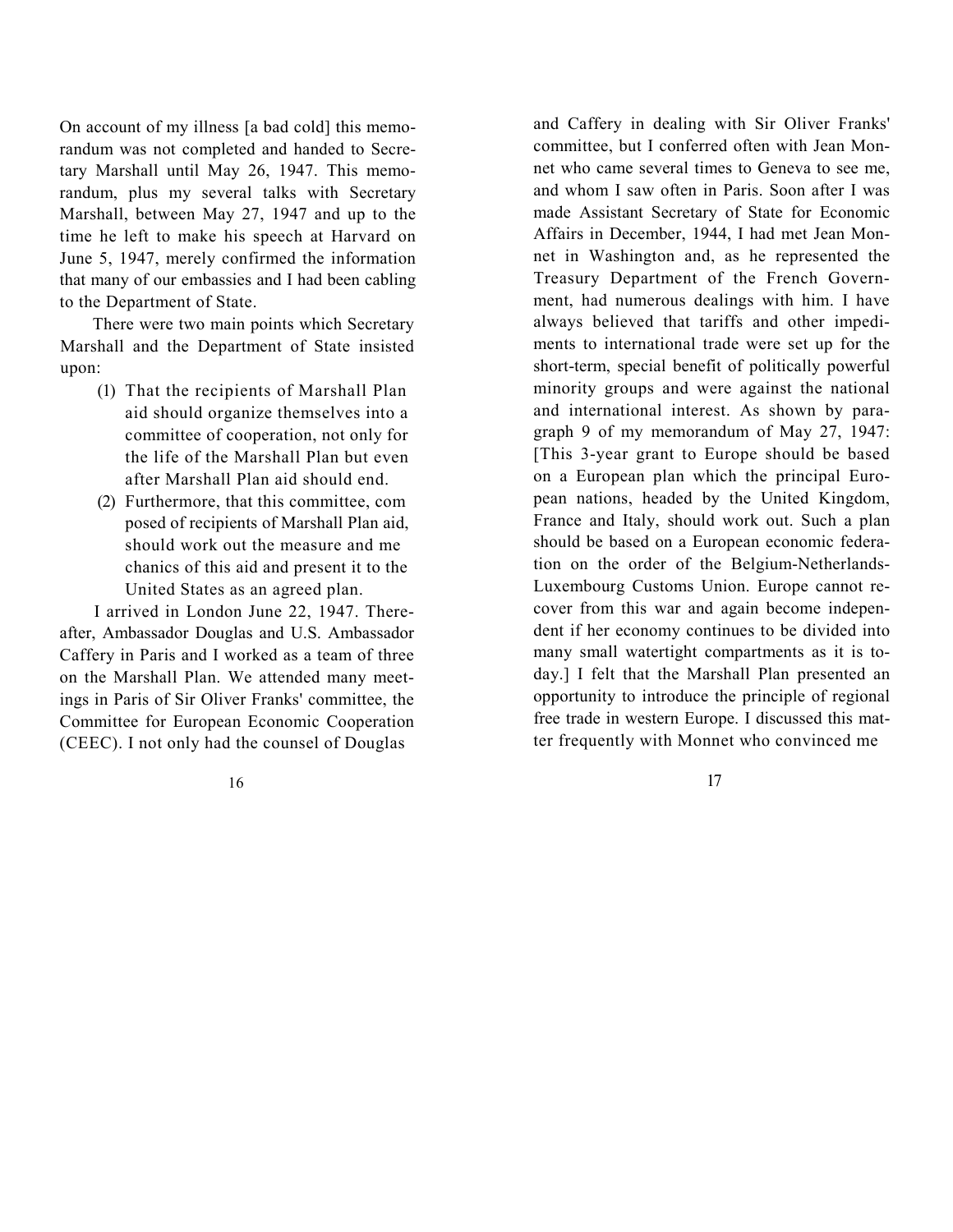On account of my illness [a bad cold] this memorandum was not completed and handed to Secretary Marshall until May 26, 1947. This memorandum, plus my several talks with Secretary Marshall, between May 27, 1947 and up to the time he left to make his speech at Harvard on June 5, 1947, merely confirmed the information that many of our embassies and I had been cabling to the Department of State.

There were two main points which Secretary Marshall and the Department of State insisted upon:

1. That the recipients of Marshall Plan aid should organize themselves into a committee of cooperation, not only for the life of the Marshall Plan but even after Marshall Plan aid should end.
2. Furthermore, that this committee, composed of recipients of Marshall Plan aid, should work out the measure and mechanics of this aid and present it to the United States as an agreed plan.

I arrived in London June 22, 1947. Thereafter, Ambassador Douglas and U.S. Ambassador Caffery in Paris and I worked as a team of three on the Marshall Plan. We attended many meetings in Paris of Sir Oliver Franks' committee, the Committee for European Economic Cooperation (CEEC). I not only had the counsel of Douglas and Caffery in dealing with Sir Oliver Franks' committee, but I conferred often with Jean Monnet who came several times to Geneva to see me, and whom I saw often in Paris. Soon after I was made Assistant Secretary of State for Economic Affairs in December, 1944, I had met Jean Monnet in Washington and, as he represented the Treasury Department of the French Government, had numerous dealings with him. I have always believed that tariffs and other impediments to international trade were set up for the short-term, special benefit of politically powerful minority groups and were against the national and international interest. As shown by paragraph 9 of my memorandum of May 27, 1947: [This 3-year grant to Europe should be based on a European plan which the principal European nations, headed by the United Kingdom, France and Italy, should work out. Such a plan should be based on a European economic federation on the order of the Belgium-Netherlands-Luxembourg Customs Union. Europe cannot recover from this war and again become independent if her economy continues to be divided into many small watertight compartments as it is today.] I felt that the Marshall Plan presented an opportunity to introduce the principle of regional free trade in western Europe. I discussed this matter frequently with Monnet who convinced me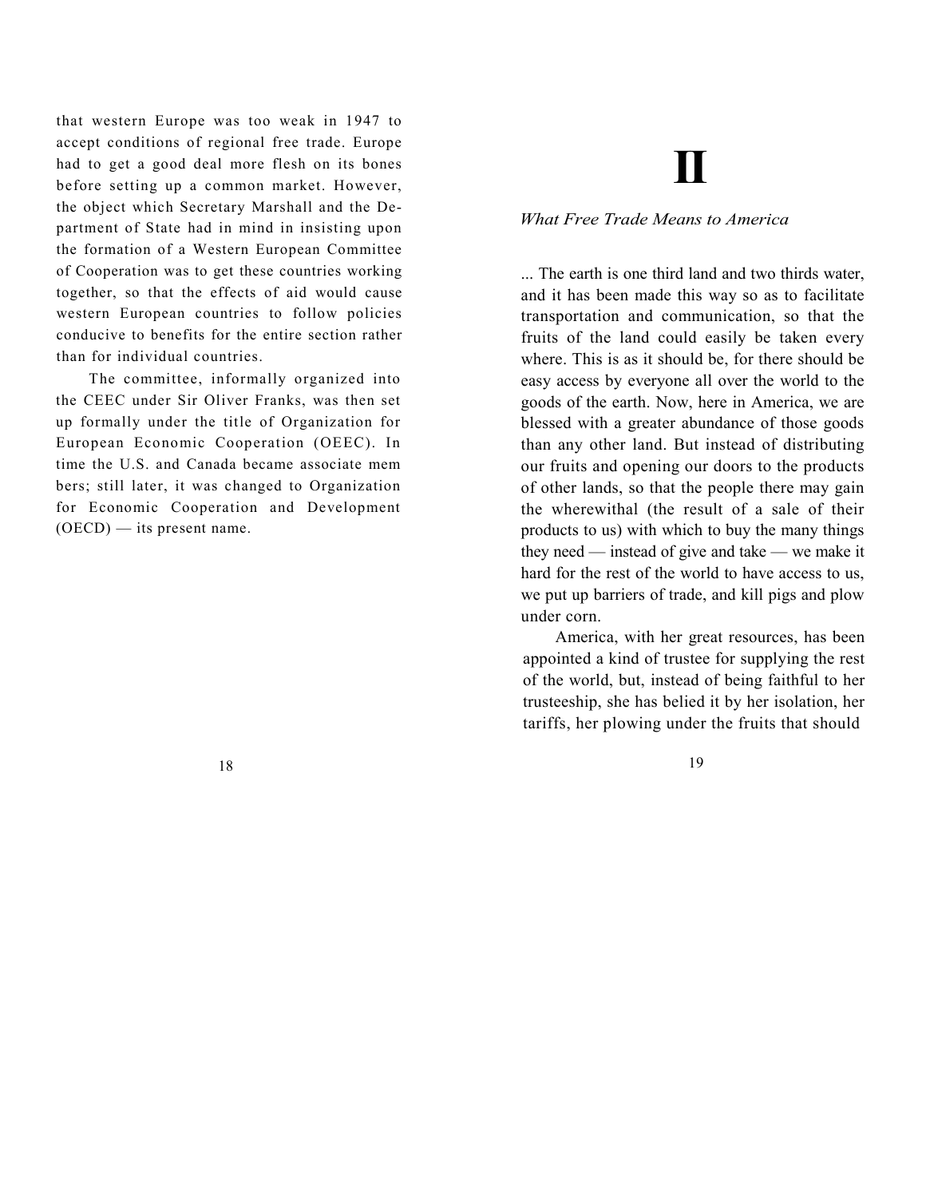that western Europe was too weak in 1947 to accept conditions of regional free trade. Europe had to get a good deal more flesh on its bones before setting up a common market. However, the object which Secretary Marshall and the Department of State had in mind in insisting upon the formation of a Western European Committee of Cooperation was to get these countries working together, so that the effects of aid would cause western European countries to follow policies conducive to benefits for the entire section rather than for individual countries.

The committee, informally organized into the CEEC under Sir Oliver Franks, was then set up formally under the title of Organization for European Economic Cooperation (OEEC). In time the U.S. and Canada became associate members; still later, it was changed to Organization for Economic Cooperation and Development (OECD) — its present name.

# II

*What Free Trade Means to America*

... The earth is one third land and two thirds water, and it has been made this way so as to facilitate transportation and communication, so that the fruits of the land could easily be taken every where. This is as it should be, for there should be easy access by everyone all over the world to the goods of the earth. Now, here in America, we are blessed with a greater abundance of those goods than any other land. But instead of distributing our fruits and opening our doors to the products of other lands, so that the people there may gain the wherewithal (the result of a sale of their products to us) with which to buy the many things they need — instead of give and take — we make it hard for the rest of the world to have access to us, we put up barriers of trade, and kill pigs and plow under corn.

America, with her great resources, has been appointed a kind of trustee for supplying the rest of the world, but, instead of being faithful to her trusteeship, she has belied it by her isolation, her tariffs, her plowing under the fruits that should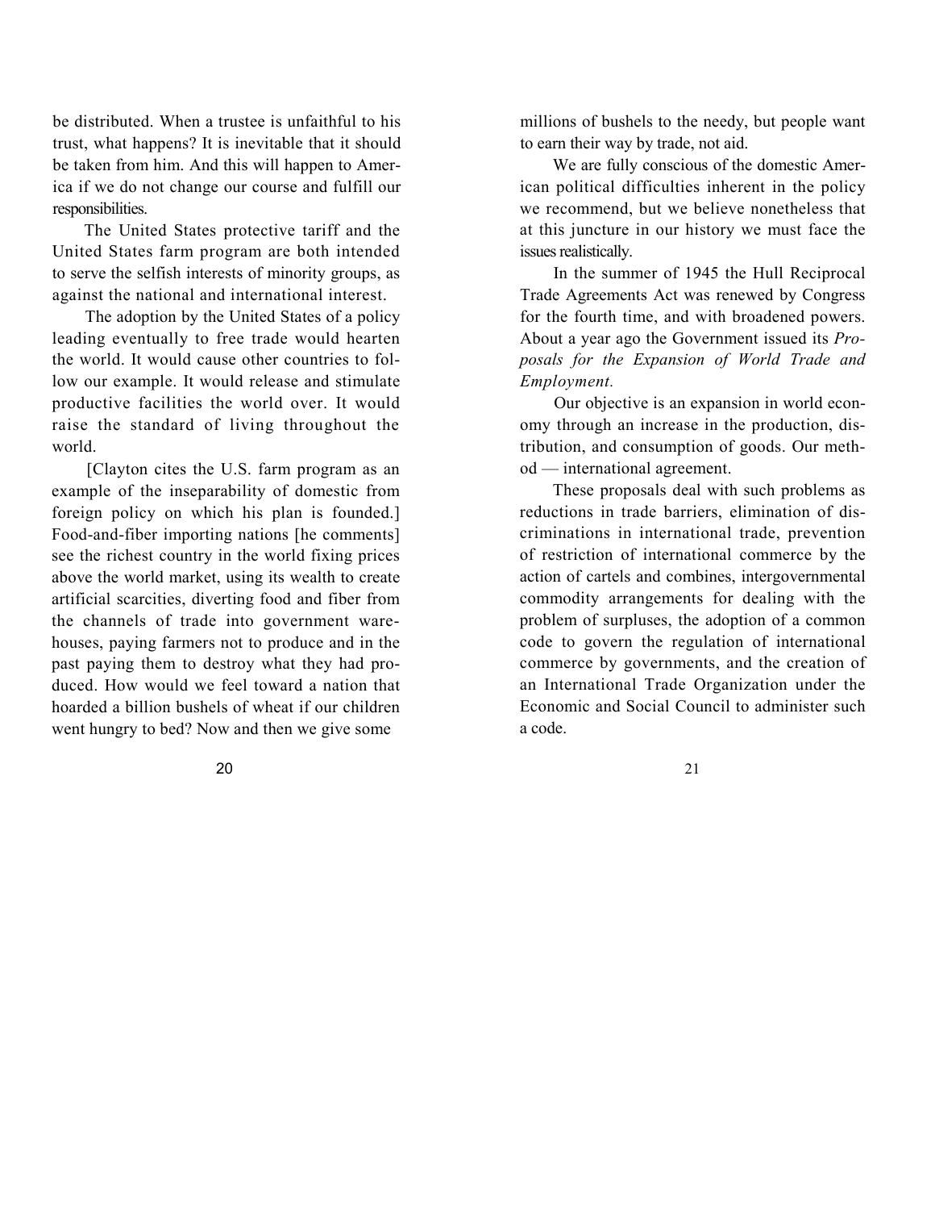be distributed. When a trustee is unfaithful to his trust, what happens? It is inevitable that it should be taken from him. And this will happen to America if we do not change our course and fulfill our responsibilities.

The United States protective tariff and the United States farm program are both intended to serve the selfish interests of minority groups, as against the national and international interest.

The adoption by the United States of a policy leading eventually to free trade would hearten the world. It would cause other countries to follow our example. It would release and stimulate productive facilities the world over. It would raise the standard of living throughout the world.

[Clayton cites the U.S. farm program as an example of the inseparability of domestic from foreign policy on which his plan is founded.] Food-and-fiber importing nations [he comments] see the richest country in the world fixing prices above the world market, using its wealth to create artificial scarcities, diverting food and fiber from the channels of trade into government warehouses, paying farmers not to produce and in the past paying them to destroy what they had produced. How would we feel toward a nation that hoarded a billion bushels of wheat if our children went hungry to bed? Now and then we give some millions of bushels to the needy, but people want to earn their way by trade, not aid.

We are fully conscious of the domestic American political difficulties inherent in the policy we recommend, but we believe nonetheless that at this juncture in our history we must face the issues realistically.

In the summer of 1945 the Hull Reciprocal Trade Agreements Act was renewed by Congress for the fourth time, and with broadened powers. About a year ago the Government issued its *Proposals for the Expansion of World Trade and Employment.*

Our objective is an expansion in world economy through an increase in the production, distribution, and consumption of goods. Our method — international agreement.

These proposals deal with such problems as reductions in trade barriers, elimination of discriminations in international trade, prevention of restriction of international commerce by the action of cartels and combines, intergovernmental commodity arrangements for dealing with the problem of surpluses, the adoption of a common code to govern the regulation of international commerce by governments, and the creation of an International Trade Organization under the Economic and Social Council to administer such a code.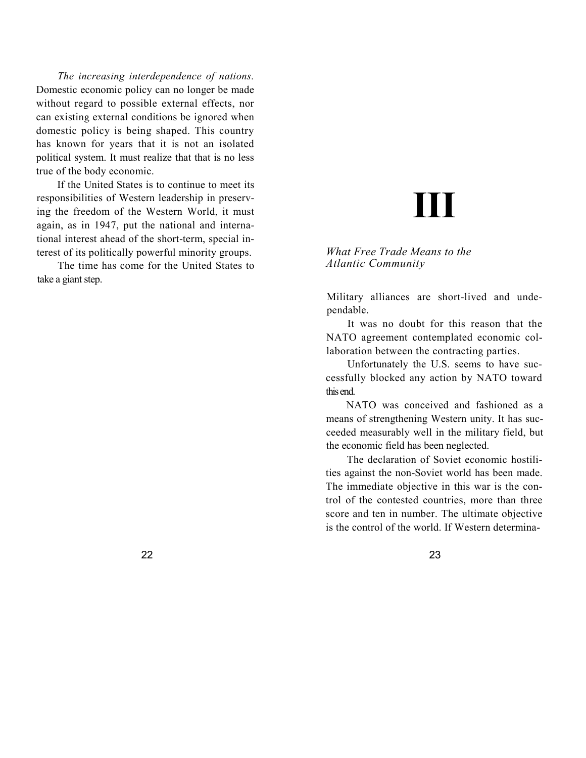*The increasing interdependence of nations.* Domestic economic policy can no longer be made without regard to possible external effects, nor can existing external conditions be ignored when domestic policy is being shaped. This country has known for years that it is not an isolated political system. It must realize that that is no less true of the body economic.

If the United States is to continue to meet its responsibilities of Western leadership in preserving the freedom of the Western World, it must again, as in 1947, put the national and international interest ahead of the short-term, special interest of its politically powerful minority groups.

The time has come for the United States to take a giant step.

# III

## *What Free Trade Means to the Atlantic Community*

Military alliances are short-lived and undependable.

It was no doubt for this reason that the NATO agreement contemplated economic collaboration between the contracting parties.

Unfortunately the U.S. seems to have successfully blocked any action by NATO toward this end.

NATO was conceived and fashioned as a means of strengthening Western unity. It has succeeded measurably well in the military field, but the economic field has been neglected.

The declaration of Soviet economic hostilities against the non-Soviet world has been made. The immediate objective in this war is the control of the contested countries, more than three score and ten in number. The ultimate objective is the control of the world. If Western determina-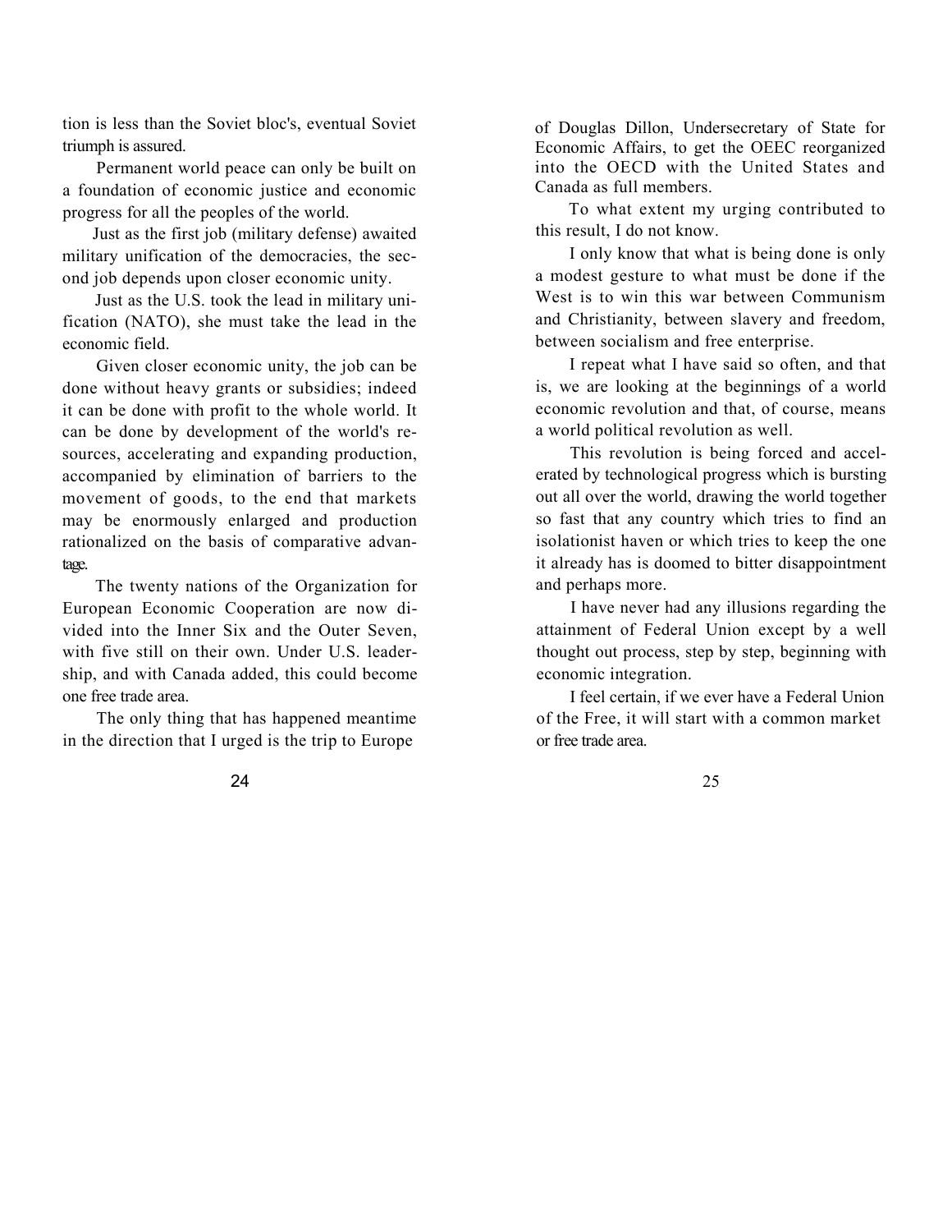tion is less than the Soviet bloc's, eventual Soviet triumph is assured.

Permanent world peace can only be built on a foundation of economic justice and economic progress for all the peoples of the world.

Just as the first job (military defense) awaited military unification of the democracies, the second job depends upon closer economic unity.

Just as the U.S. took the lead in military unification (NATO), she must take the lead in the economic field.

Given closer economic unity, the job can be done without heavy grants or subsidies; indeed it can be done with profit to the whole world. It can be done by development of the world's resources, accelerating and expanding production, accompanied by elimination of barriers to the movement of goods, to the end that markets may be enormously enlarged and production rationalized on the basis of comparative advantage.

The twenty nations of the Organization for European Economic Cooperation are now divided into the Inner Six and the Outer Seven, with five still on their own. Under U.S. leadership, and with Canada added, this could become one free trade area.

The only thing that has happened meantime in the direction that I urged is the trip to Europe of Douglas Dillon, Undersecretary of State for Economic Affairs, to get the OEEC reorganized into the OECD with the United States and Canada as full members.

To what extent my urging contributed to this result, I do not know.

I only know that what is being done is only a modest gesture to what must be done if the West is to win this war between Communism and Christianity, between slavery and freedom, between socialism and free enterprise.

I repeat what I have said so often, and that is, we are looking at the beginnings of a world economic revolution and that, of course, means a world political revolution as well.

This revolution is being forced and accelerated by technological progress which is bursting out all over the world, drawing the world together so fast that any country which tries to find an isolationist haven or which tries to keep the one it already has is doomed to bitter disappointment and perhaps more.

I have never had any illusions regarding the attainment of Federal Union except by a well thought out process, step by step, beginning with economic integration.

I feel certain, if we ever have a Federal Union of the Free, it will start with a common market or free trade area.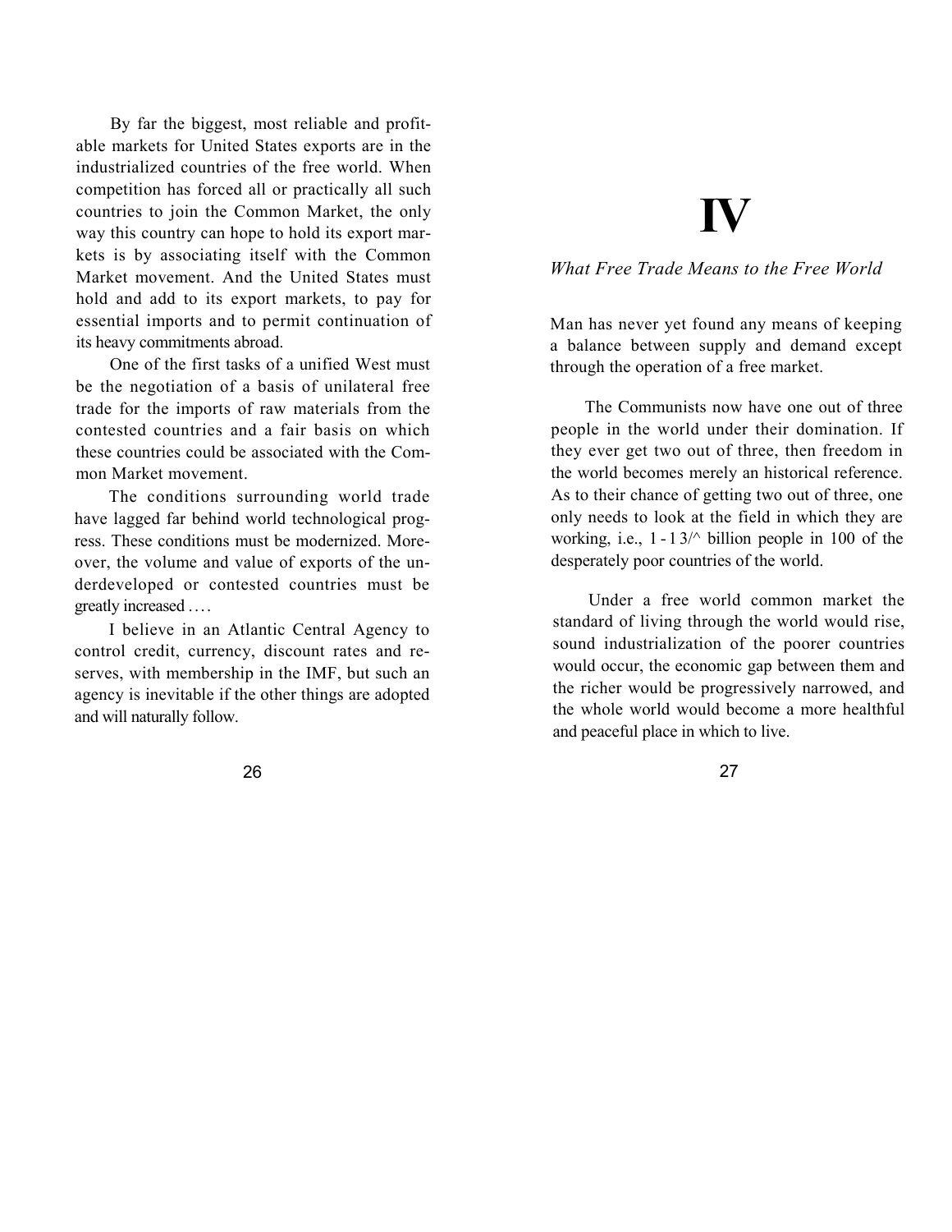By far the biggest, most reliable and profitable markets for United States exports are in the industrialized countries of the free world. When competition has forced all or practically all such countries to join the Common Market, the only way this country can hope to hold its export markets is by associating itself with the Common Market movement. And the United States must hold and add to its export markets, to pay for essential imports and to permit continuation of its heavy commitments abroad.

One of the first tasks of a unified West must be the negotiation of a basis of unilateral free trade for the imports of raw materials from the contested countries and a fair basis on which these countries could be associated with the Common Market movement.

The conditions surrounding world trade have lagged far behind world technological progress. These conditions must be modernized. Moreover, the volume and value of exports of the underdeveloped or contested countries must be greatly increased . . . .

I believe in an Atlantic Central Agency to control credit, currency, discount rates and reserves, with membership in the IMF, but such an agency is inevitable if the other things are adopted and will naturally follow.

# IV

*What Free Trade Means to the Free World*

Man has never yet found any means of keeping a balance between supply and demand except through the operation of a free market.

The Communists now have one out of three people in the world under their domination. If they ever get two out of three, then freedom in the world becomes merely an historical reference. As to their chance of getting two out of three, one only needs to look at the field in which they are working, i.e., 1 - 1 3/^ billion people in 100 of the desperately poor countries of the world.

Under a free world common market the standard of living through the world would rise, sound industrialization of the poorer countries would occur, the economic gap between them and the richer would be progressively narrowed, and the whole world would become a more healthful and peaceful place in which to live.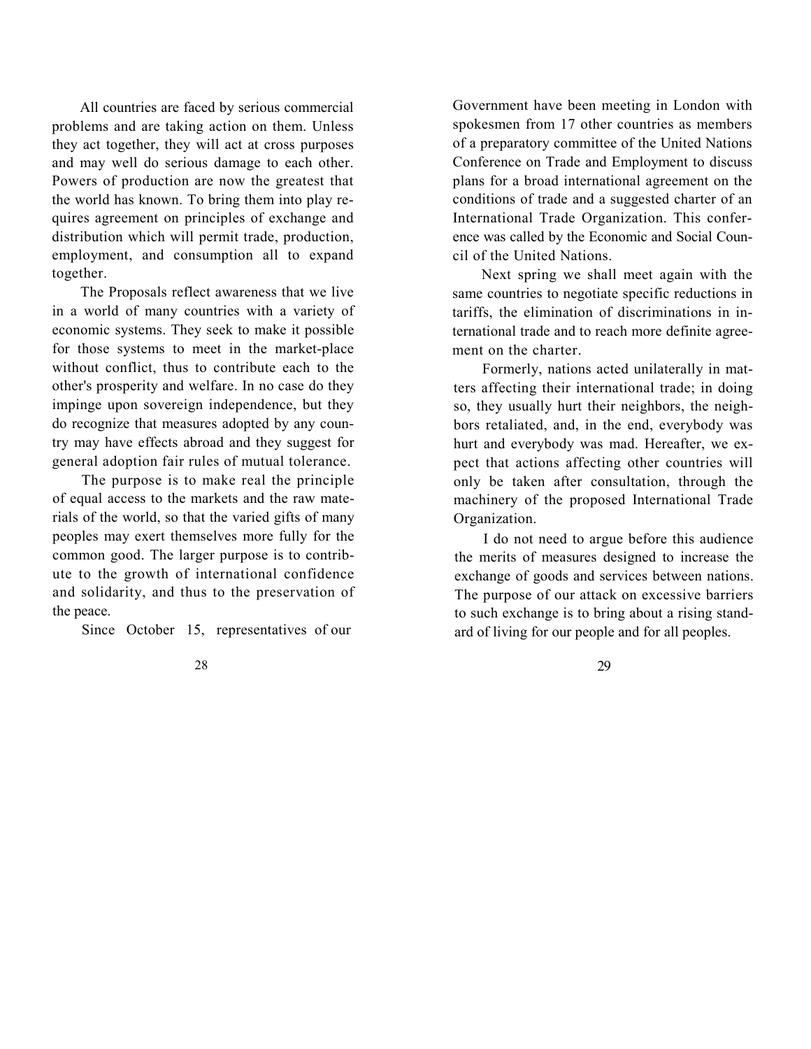All countries are faced by serious commercial problems and are taking action on them. Unless they act together, they will act at cross purposes and may well do serious damage to each other. Powers of production are now the greatest that the world has known. To bring them into play requires agreement on principles of exchange and distribution which will permit trade, production, employment, and consumption all to expand together.

The Proposals reflect awareness that we live in a world of many countries with a variety of economic systems. They seek to make it possible for those systems to meet in the market-place without conflict, thus to contribute each to the other's prosperity and welfare. In no case do they impinge upon sovereign independence, but they do recognize that measures adopted by any country may have effects abroad and they suggest for general adoption fair rules of mutual tolerance.

The purpose is to make real the principle of equal access to the markets and the raw materials of the world, so that the varied gifts of many peoples may exert themselves more fully for the common good. The larger purpose is to contribute to the growth of international confidence and solidarity, and thus to the preservation of the peace.

Since October 15, representatives of our Government have been meeting in London with spokesmen from 17 other countries as members of a preparatory committee of the United Nations Conference on Trade and Employment to discuss plans for a broad international agreement on the conditions of trade and a suggested charter of an International Trade Organization. This conference was called by the Economic and Social Council of the United Nations.

Next spring we shall meet again with the same countries to negotiate specific reductions in tariffs, the elimination of discriminations in international trade and to reach more definite agreement on the charter.

Formerly, nations acted unilaterally in matters affecting their international trade; in doing so, they usually hurt their neighbors, the neighbors retaliated, and, in the end, everybody was hurt and everybody was mad. Hereafter, we expect that actions affecting other countries will only be taken after consultation, through the machinery of the proposed International Trade Organization.

I do not need to argue before this audience the merits of measures designed to increase the exchange of goods and services between nations. The purpose of our attack on excessive barriers to such exchange is to bring about a rising standard of living for our people and for all peoples.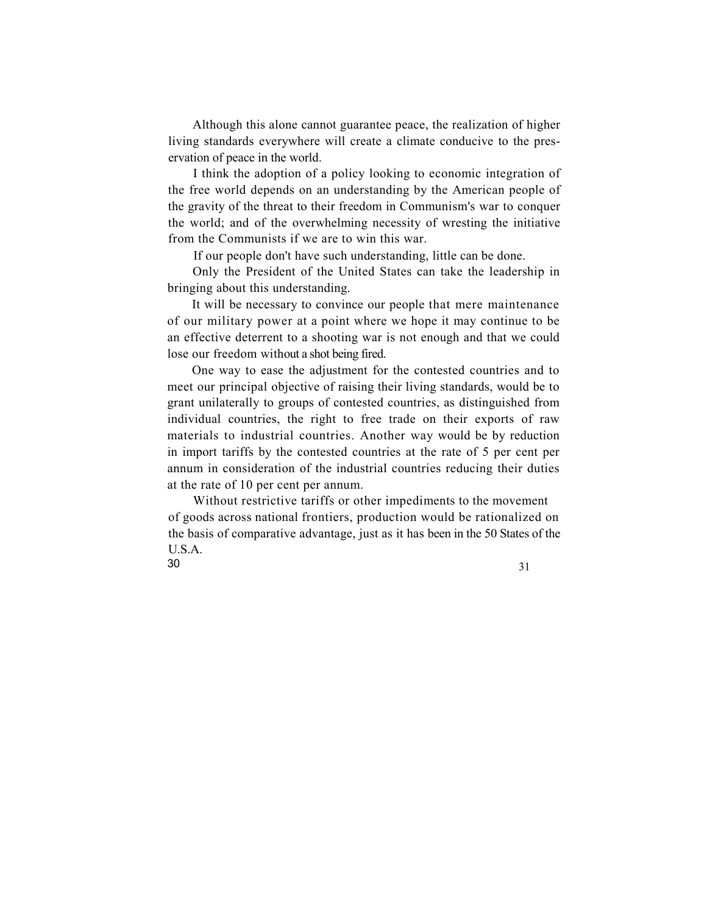Although this alone cannot guarantee peace, the realization of higher living standards everywhere will create a climate conducive to the preservation of peace in the world.

I think the adoption of a policy looking to economic integration of the free world depends on an understanding by the American people of the gravity of the threat to their freedom in Communism's war to conquer the world; and of the overwhelming necessity of wresting the initiative from the Communists if we are to win this war.

If our people don't have such understanding, little can be done.

Only the President of the United States can take the leadership in bringing about this understanding.

It will be necessary to convince our people that mere maintenance of our military power at a point where we hope it may continue to be an effective deterrent to a shooting war is not enough and that we could lose our freedom without a shot being fired.

One way to ease the adjustment for the contested countries and to meet our principal objective of raising their living standards, would be to grant unilaterally to groups of contested countries, as distinguished from individual countries, the right to free trade on their exports of raw materials to industrial countries. Another way would be by reduction in import tariffs by the contested countries at the rate of 5 per cent per annum in consideration of the industrial countries reducing their duties at the rate of 10 per cent per annum.

Without restrictive tariffs or other impediments to the movement of goods across national frontiers, production would be rationalized on the basis of comparative advantage, just as it has been in the 50 States of the U.S.A.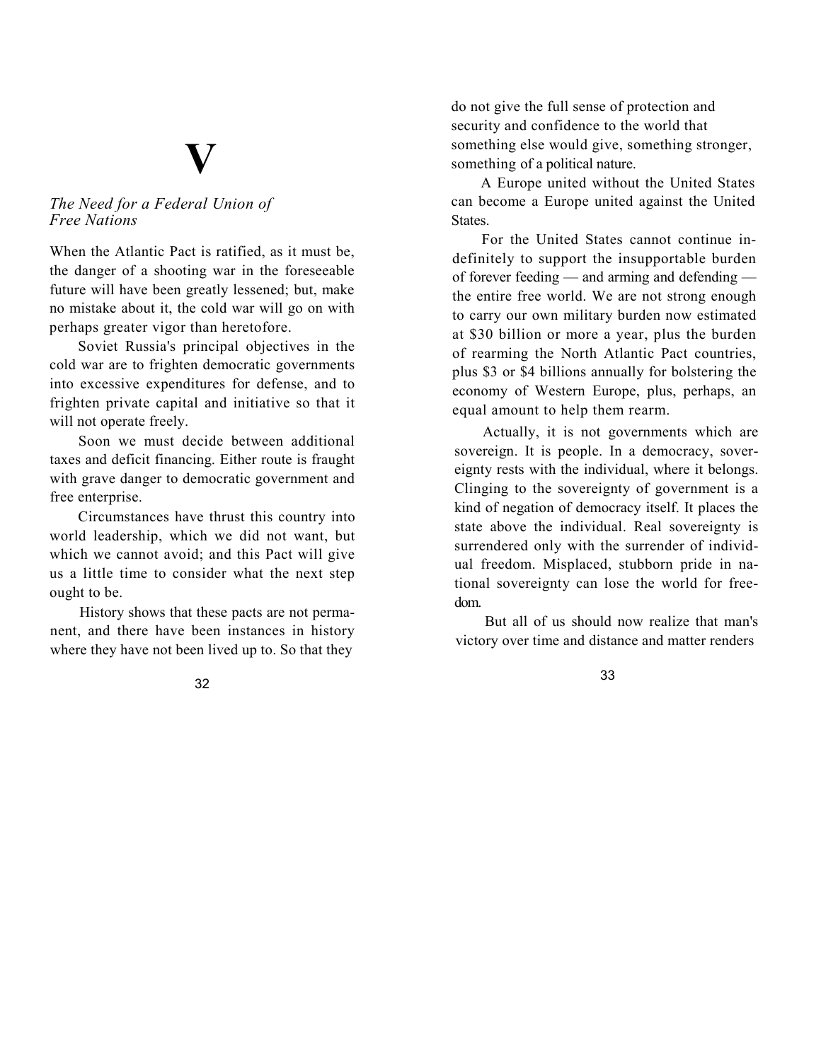# V

## *The Need for a Federal Union of Free Nations*

When the Atlantic Pact is ratified, as it must be, the danger of a shooting war in the foreseeable future will have been greatly lessened; but, make no mistake about it, the cold war will go on with perhaps greater vigor than heretofore.

Soviet Russia's principal objectives in the cold war are to frighten democratic governments into excessive expenditures for defense, and to frighten private capital and initiative so that it will not operate freely.

Soon we must decide between additional taxes and deficit financing. Either route is fraught with grave danger to democratic government and free enterprise.

Circumstances have thrust this country into world leadership, which we did not want, but which we cannot avoid; and this Pact will give us a little time to consider what the next step ought to be.

History shows that these pacts are not permanent, and there have been instances in history where they have not been lived up to. So that they do not give the full sense of protection and security and confidence to the world that something else would give, something stronger, something of a political nature.

A Europe united without the United States can become a Europe united against the United States.

For the United States cannot continue indefinitely to support the insupportable burden of forever feeding — and arming and defending — the entire free world. We are not strong enough to carry our own military burden now estimated at $30 billion or more a year, plus the burden of rearming the North Atlantic Pact countries, plus $3 or $4 billions annually for bolstering the economy of Western Europe, plus, perhaps, an equal amount to help them rearm.

Actually, it is not governments which are sovereign. It is people. In a democracy, sovereignty rests with the individual, where it belongs. Clinging to the sovereignty of government is a kind of negation of democracy itself. It places the state above the individual. Real sovereignty is surrendered only with the surrender of individual freedom. Misplaced, stubborn pride in national sovereignty can lose the world for freedom.

But all of us should now realize that man's victory over time and distance and matter renders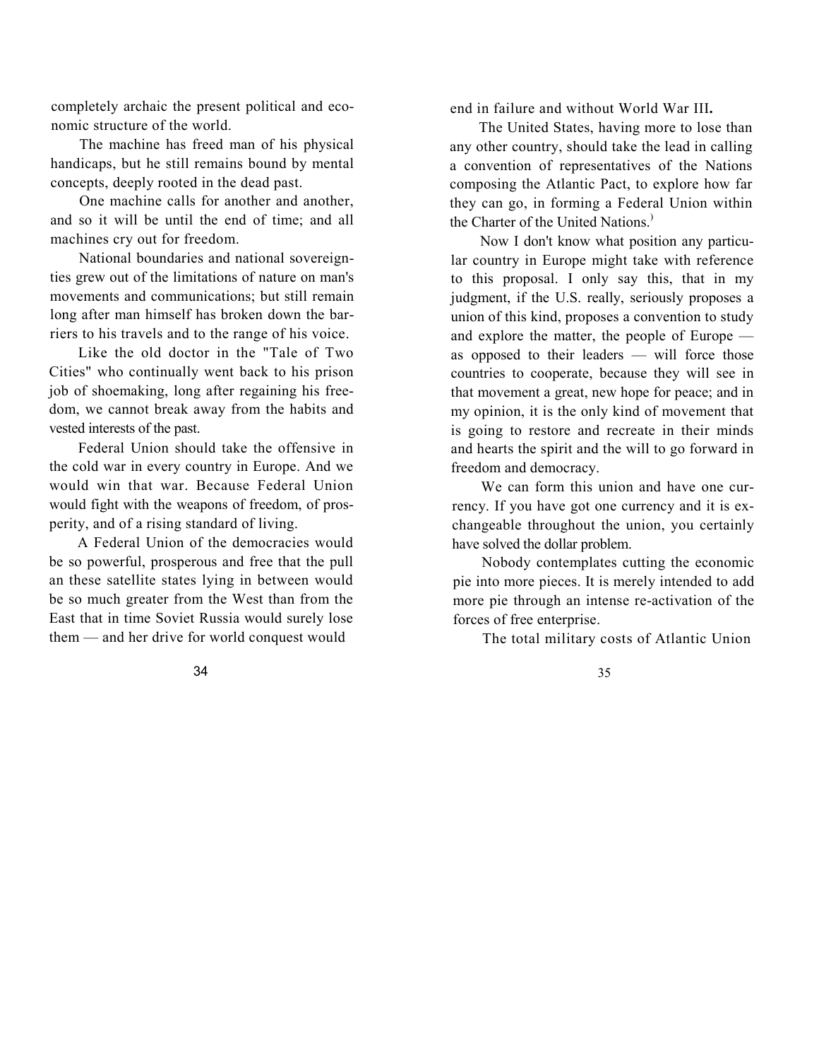completely archaic the present political and economic structure of the world.

The machine has freed man of his physical handicaps, but he still remains bound by mental concepts, deeply rooted in the dead past.

One machine calls for another and another, and so it will be until the end of time; and all machines cry out for freedom.

National boundaries and national sovereignties grew out of the limitations of nature on man's movements and communications; but still remain long after man himself has broken down the barriers to his travels and to the range of his voice.

Like the old doctor in the "Tale of Two Cities" who continually went back to his prison job of shoemaking, long after regaining his freedom, we cannot break away from the habits and vested interests of the past.

Federal Union should take the offensive in the cold war in every country in Europe. And we would win that war. Because Federal Union would fight with the weapons of freedom, of prosperity, and of a rising standard of living.

A Federal Union of the democracies would be so powerful, prosperous and free that the pull an these satellite states lying in between would be so much greater from the West than from the East that in time Soviet Russia would surely lose them — and her drive for world conquest would end in failure and without World War III**.**

The United States, having more to lose than any other country, should take the lead in calling a convention of representatives of the Nations composing the Atlantic Pact, to explore how far they can go, in forming a Federal Union within the Charter of the United Nations.)

Now I don't know what position any particular country in Europe might take with reference to this proposal. I only say this, that in my judgment, if the U.S. really, seriously proposes a union of this kind, proposes a convention to study and explore the matter, the people of Europe — as opposed to their leaders — will force those countries to cooperate, because they will see in that movement a great, new hope for peace; and in my opinion, it is the only kind of movement that is going to restore and recreate in their minds and hearts the spirit and the will to go forward in freedom and democracy.

We can form this union and have one currency. If you have got one currency and it is exchangeable throughout the union, you certainly have solved the dollar problem.

Nobody contemplates cutting the economic pie into more pieces. It is merely intended to add more pie through an intense re-activation of the forces of free enterprise.

The total military costs of Atlantic Union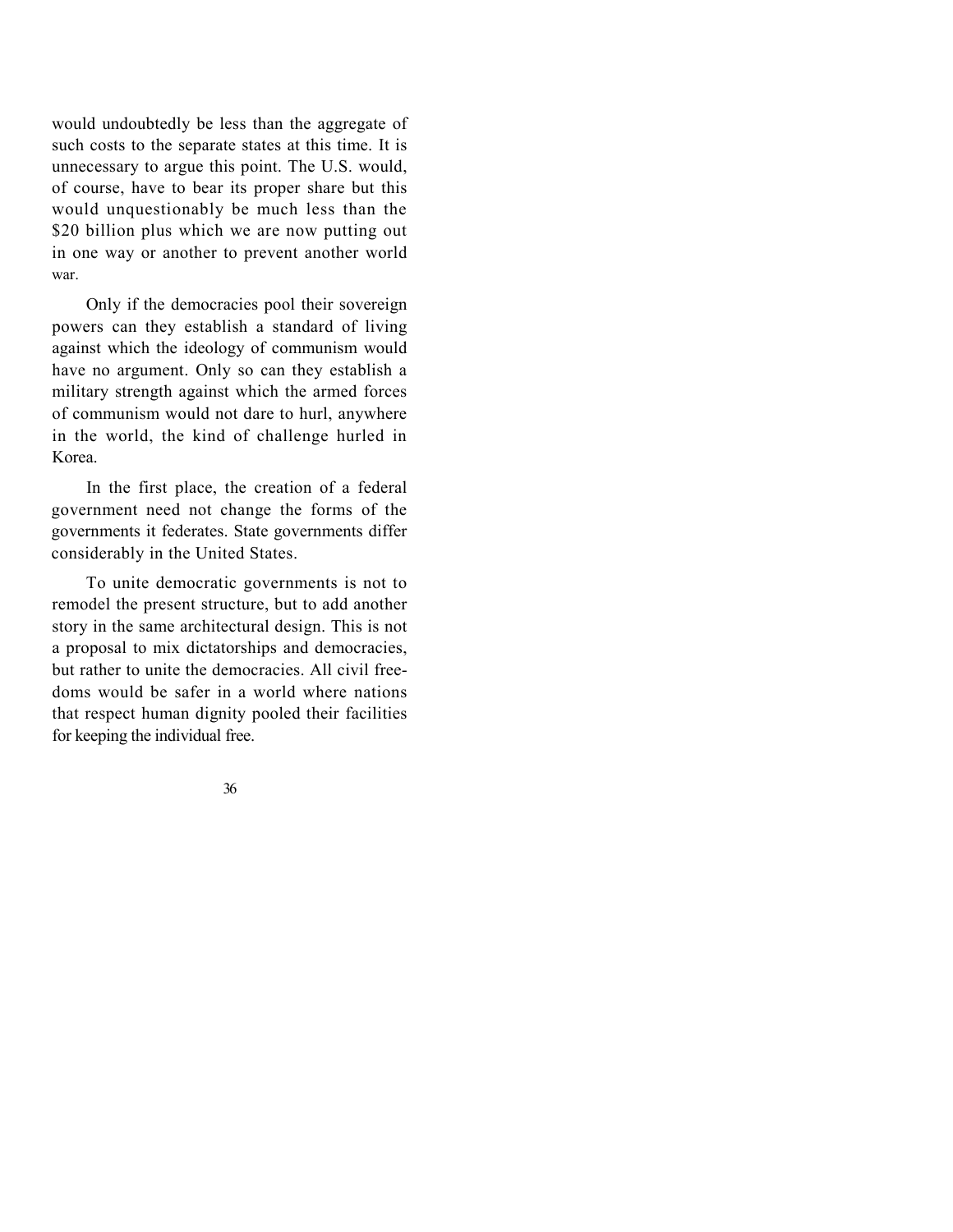would undoubtedly be less than the aggregate of such costs to the separate states at this time. It is unnecessary to argue this point. The U.S. would, of course, have to bear its proper share but this would unquestionably be much less than the $20 billion plus which we are now putting out in one way or another to prevent another world war.

Only if the democracies pool their sovereign powers can they establish a standard of living against which the ideology of communism would have no argument. Only so can they establish a military strength against which the armed forces of communism would not dare to hurl, anywhere in the world, the kind of challenge hurled in Korea.

In the first place, the creation of a federal government need not change the forms of the governments it federates. State governments differ considerably in the United States.

To unite democratic governments is not to remodel the present structure, but to add another story in the same architectural design. This is not a proposal to mix dictatorships and democracies, but rather to unite the democracies. All civil freedoms would be safer in a world where nations that respect human dignity pooled their facilities for keeping the individual free.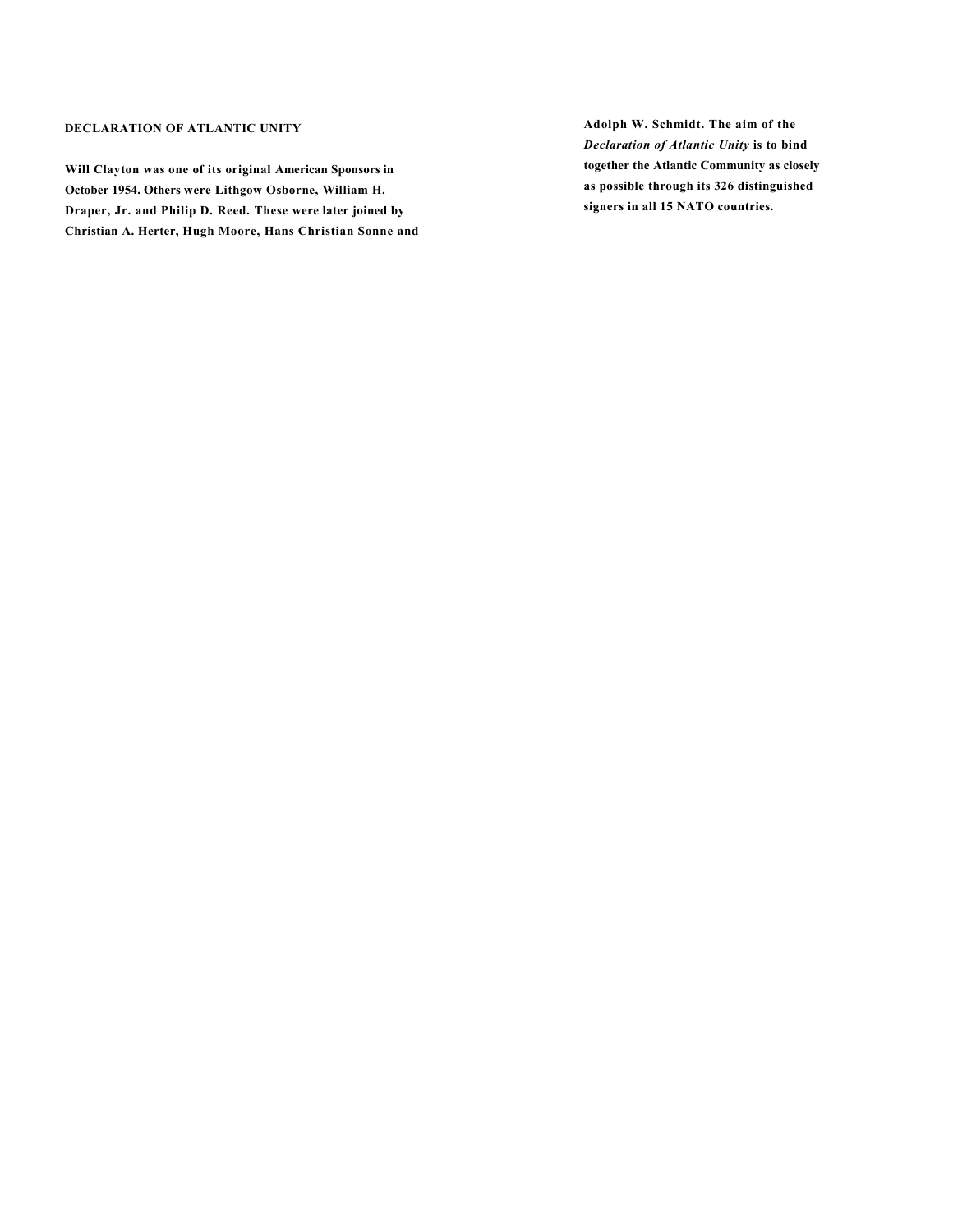**DECLARATION OF ATLANTIC UNITY**

**Will Clayton was one of its original American Sponsors in October 1954. Others were Lithgow Osborne, William H. Draper, Jr. and Philip D. Reed. These were later joined by Christian A. Herter, Hugh Moore, Hans Christian Sonne and Adolph W. Schmidt. The aim of the *Declaration of Atlantic Unity* is to bind together the Atlantic Community as closely as possible through its 326 distinguished signers in all 15 NATO countries.**